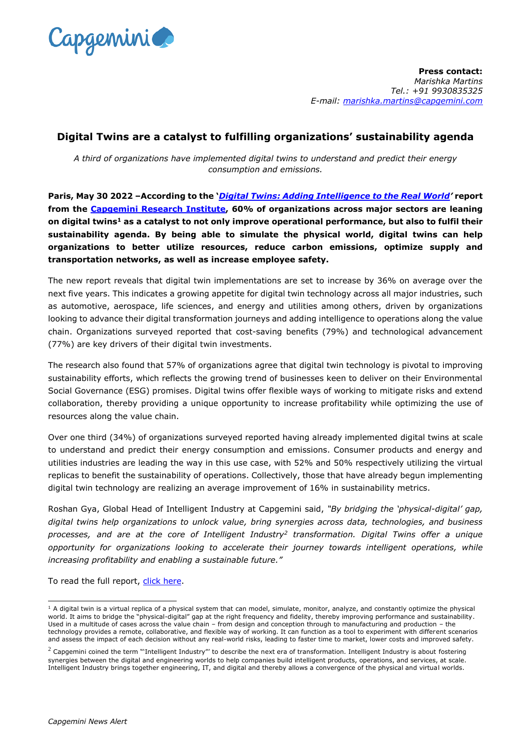Capgemini

**Press contact:**
*Marishka Martins*
*Tel.: +91 9930835325*
*E-mail: marishka.martins@capgemini.com*

## Digital Twins are a catalyst to fulfilling organizations' sustainability agenda

*A third of organizations have implemented digital twins to understand and predict their energy consumption and emissions.*

**Paris, May 30 2022 –According to the '*Digital Twins: Adding Intelligence to the Real World*' report from the Capgemini Research Institute, 60% of organizations across major sectors are leaning on digital twins[1] as a catalyst to not only improve operational performance, but also to fulfil their sustainability agenda. By being able to simulate the physical world, digital twins can help organizations to better utilize resources, reduce carbon emissions, optimize supply and transportation networks, as well as increase employee safety.**

The new report reveals that digital twin implementations are set to increase by 36% on average over the next five years. This indicates a growing appetite for digital twin technology across all major industries, such as automotive, aerospace, life sciences, and energy and utilities among others, driven by organizations looking to advance their digital transformation journeys and adding intelligence to operations along the value chain. Organizations surveyed reported that cost-saving benefits (79%) and technological advancement (77%) are key drivers of their digital twin investments.

The research also found that 57% of organizations agree that digital twin technology is pivotal to improving sustainability efforts, which reflects the growing trend of businesses keen to deliver on their Environmental Social Governance (ESG) promises. Digital twins offer flexible ways of working to mitigate risks and extend collaboration, thereby providing a unique opportunity to increase profitability while optimizing the use of resources along the value chain.

Over one third (34%) of organizations surveyed reported having already implemented digital twins at scale to understand and predict their energy consumption and emissions. Consumer products and energy and utilities industries are leading the way in this use case, with 52% and 50% respectively utilizing the virtual replicas to benefit the sustainability of operations. Collectively, those that have already begun implementing digital twin technology are realizing an average improvement of 16% in sustainability metrics.

Roshan Gya, Global Head of Intelligent Industry at Capgemini said, *"By bridging the 'physical-digital' gap, digital twins help organizations to unlock value, bring synergies across data, technologies, and business processes, and are at the core of Intelligent Industry[2] transformation. Digital Twins offer a unique opportunity for organizations looking to accelerate their journey towards intelligent operations, while increasing profitability and enabling a sustainable future."*

To read the full report, click here.

---

[1] A digital twin is a virtual replica of a physical system that can model, simulate, monitor, analyze, and constantly optimize the physical world. It aims to bridge the "physical-digital" gap at the right frequency and fidelity, thereby improving performance and sustainability. Used in a multitude of cases across the value chain – from design and conception through to manufacturing and production – the technology provides a remote, collaborative, and flexible way of working. It can function as a tool to experiment with different scenarios and assess the impact of each decision without any real-world risks, leading to faster time to market, lower costs and improved safety.

[2] Capgemini coined the term "'Intelligent Industry"' to describe the next era of transformation. Intelligent Industry is about fostering synergies between the digital and engineering worlds to help companies build intelligent products, operations, and services, at scale. Intelligent Industry brings together engineering, IT, and digital and thereby allows a convergence of the physical and virtual worlds.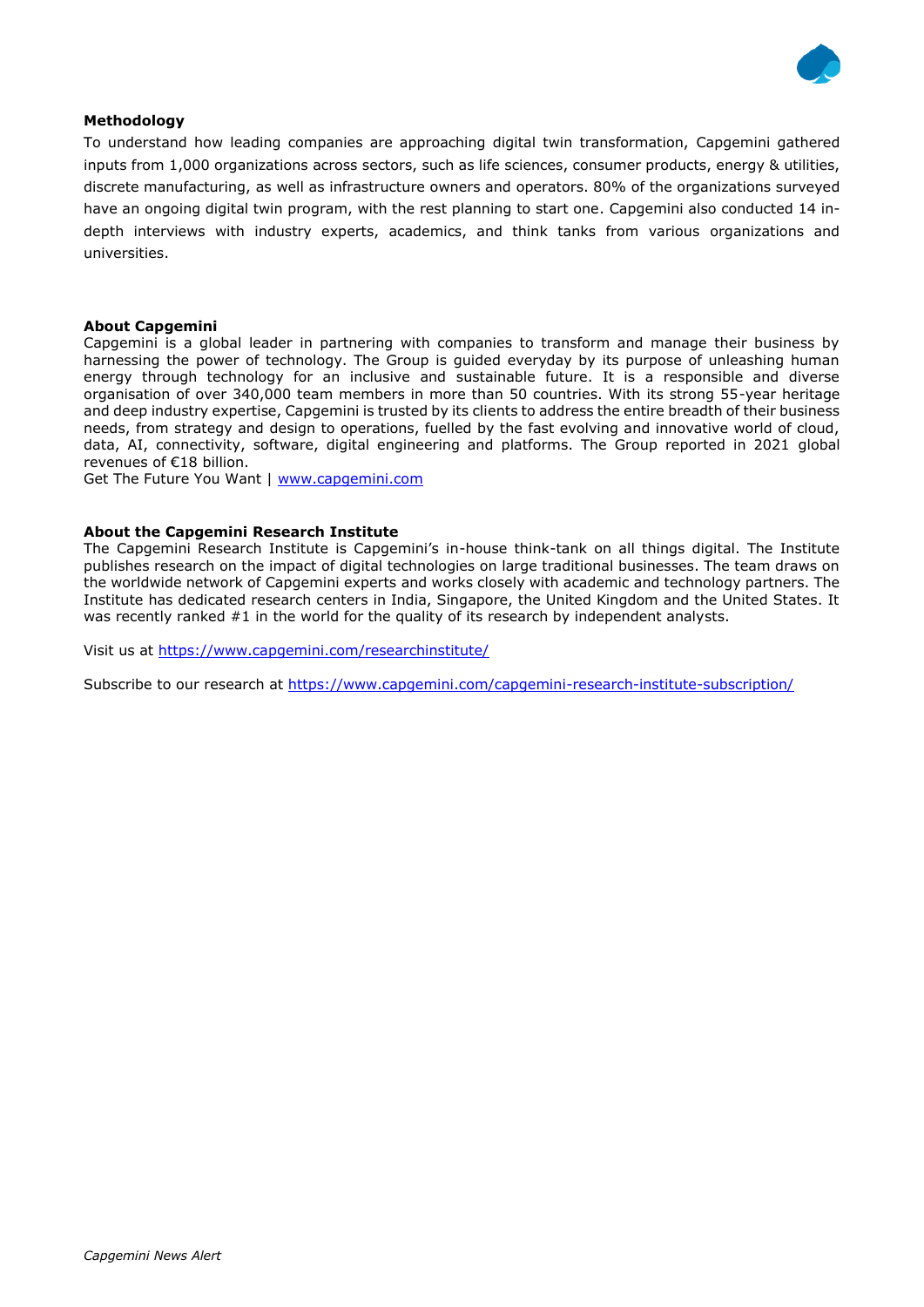**Methodology**

To understand how leading companies are approaching digital twin transformation, Capgemini gathered inputs from 1,000 organizations across sectors, such as life sciences, consumer products, energy & utilities, discrete manufacturing, as well as infrastructure owners and operators. 80% of the organizations surveyed have an ongoing digital twin program, with the rest planning to start one. Capgemini also conducted 14 in-depth interviews with industry experts, academics, and think tanks from various organizations and universities.

**About Capgemini**

Capgemini is a global leader in partnering with companies to transform and manage their business by harnessing the power of technology. The Group is guided everyday by its purpose of unleashing human energy through technology for an inclusive and sustainable future. It is a responsible and diverse organisation of over 340,000 team members in more than 50 countries. With its strong 55-year heritage and deep industry expertise, Capgemini is trusted by its clients to address the entire breadth of their business needs, from strategy and design to operations, fuelled by the fast evolving and innovative world of cloud, data, AI, connectivity, software, digital engineering and platforms. The Group reported in 2021 global revenues of €18 billion.
Get The Future You Want | [www.capgemini.com](www.capgemini.com)

**About the Capgemini Research Institute**

The Capgemini Research Institute is Capgemini's in-house think-tank on all things digital. The Institute publishes research on the impact of digital technologies on large traditional businesses. The team draws on the worldwide network of Capgemini experts and works closely with academic and technology partners. The Institute has dedicated research centers in India, Singapore, the United Kingdom and the United States. It was recently ranked #1 in the world for the quality of its research by independent analysts.

Visit us at [https://www.capgemini.com/researchinstitute/](https://www.capgemini.com/researchinstitute/)

Subscribe to our research at [https://www.capgemini.com/capgemini-research-institute-subscription/](https://www.capgemini.com/capgemini-research-institute-subscription/)